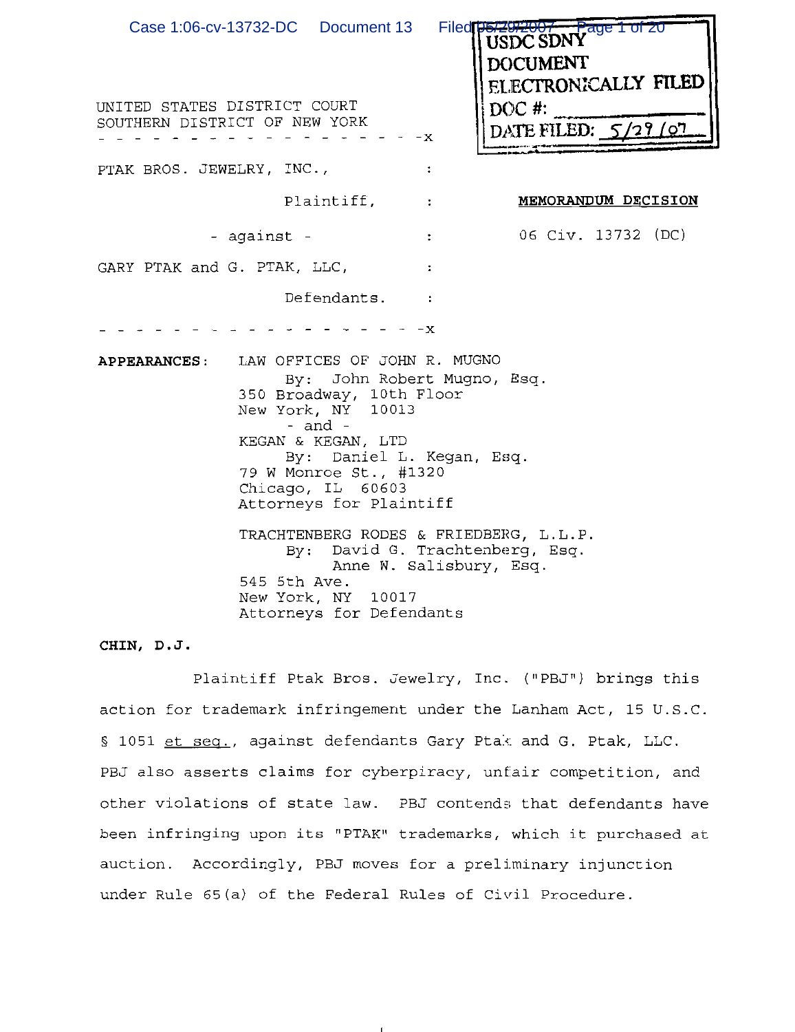USDC SDNY
DOCUMENT
ELECTRONICALLY FILED
DOC #: 
DATE FILED: 5/29/07

UNITED STATES DISTRICT COURT
SOUTHERN DISTRICT OF NEW YORK

- - - - - - - - - - - - - - - - - - -x

PTAK BROS. JEWELRY, INC.,

Plaintiff,

- against -

GARY PTAK and G. PTAK, LLC,

Defendants.

- - - - - - - - - - - - - - - - - - -x

**MEMORANDUM DECISION**

06 Civ. 13732 (DC)

**APPEARANCES:** LAW OFFICES OF JOHN R. MUGNO
By: John Robert Mugno, Esq.
350 Broadway, 10th Floor
New York, NY 10013
- and -
KEGAN & KEGAN, LTD
By: Daniel L. Kegan, Esq.
79 W Monroe St., #1320
Chicago, IL 60603
Attorneys for Plaintiff

TRACHTENBERG RODES & FRIEDBERG, L.L.P.
By: David G. Trachtenberg, Esq.
Anne W. Salisbury, Esq.
545 5th Ave.
New York, NY 10017
Attorneys for Defendants

**CHIN, D.J.**

Plaintiff Ptak Bros. Jewelry, Inc. ("PBJ") brings this action for trademark infringement under the Lanham Act, 15 U.S.C. § 1051 et seq., against defendants Gary Ptak and G. Ptak, LLC. PBJ also asserts claims for cyberpiracy, unfair competition, and other violations of state law. PBJ contends that defendants have been infringing upon its "PTAK" trademarks, which it purchased at auction. Accordingly, PBJ moves for a preliminary injunction under Rule 65(a) of the Federal Rules of Civil Procedure.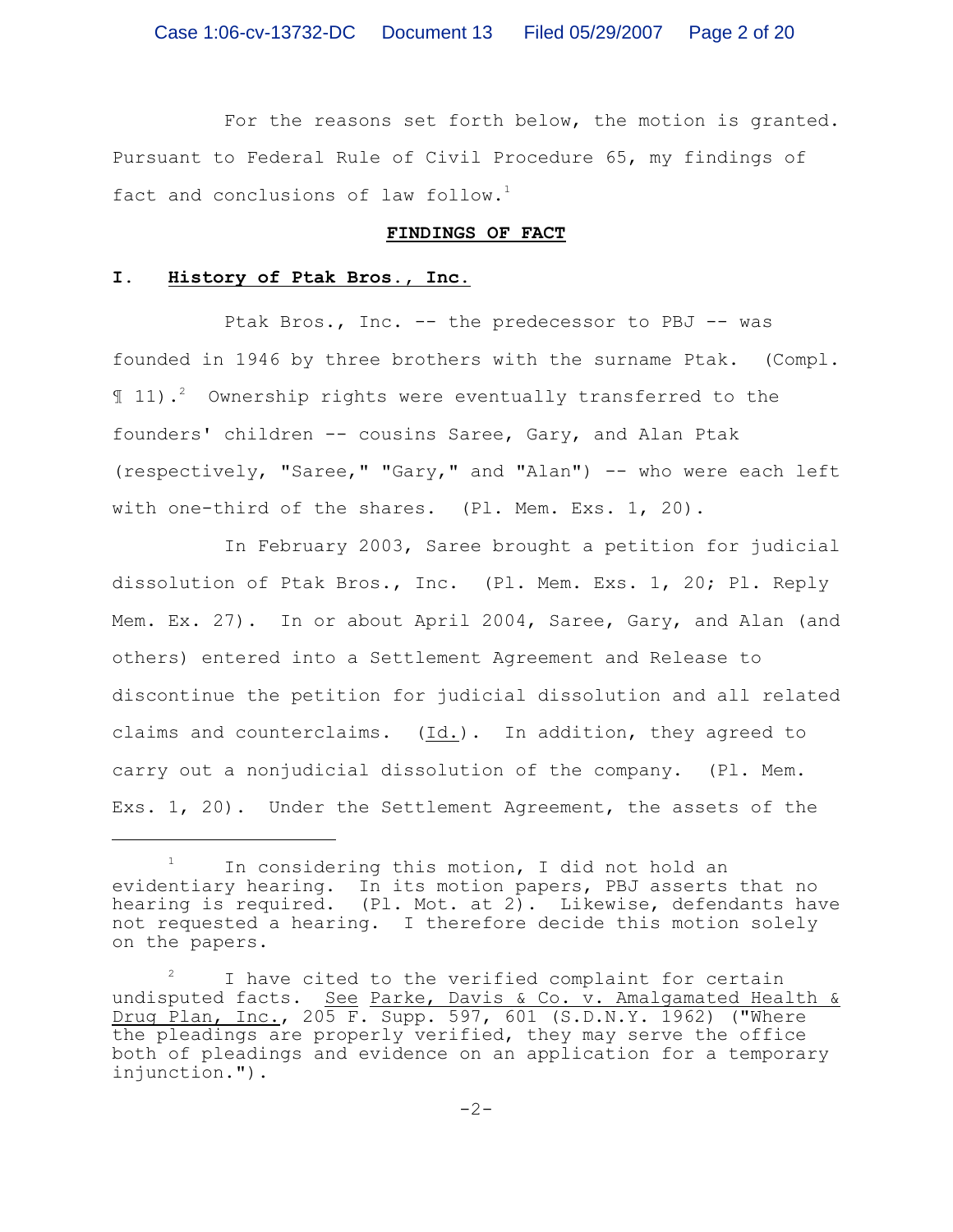For the reasons set forth below, the motion is granted. Pursuant to Federal Rule of Civil Procedure 65, my findings of fact and conclusions of law follow.[1]

## FINDINGS OF FACT

### I. History of Ptak Bros., Inc.

Ptak Bros., Inc. -- the predecessor to PBJ -- was founded in 1946 by three brothers with the surname Ptak. (Compl. ¶ 11).[2] Ownership rights were eventually transferred to the founders' children -- cousins Saree, Gary, and Alan Ptak (respectively, "Saree," "Gary," and "Alan") -- who were each left with one-third of the shares. (Pl. Mem. Exs. 1, 20).

In February 2003, Saree brought a petition for judicial dissolution of Ptak Bros., Inc. (Pl. Mem. Exs. 1, 20; Pl. Reply Mem. Ex. 27). In or about April 2004, Saree, Gary, and Alan (and others) entered into a Settlement Agreement and Release to discontinue the petition for judicial dissolution and all related claims and counterclaims. (Id.). In addition, they agreed to carry out a nonjudicial dissolution of the company. (Pl. Mem. Exs. 1, 20). Under the Settlement Agreement, the assets of the

---

[1] In considering this motion, I did not hold an evidentiary hearing. In its motion papers, PBJ asserts that no hearing is required. (Pl. Mot. at 2). Likewise, defendants have not requested a hearing. I therefore decide this motion solely on the papers.

[2] I have cited to the verified complaint for certain undisputed facts. See Parke, Davis & Co. v. Amalgamated Health & Drug Plan, Inc., 205 F. Supp. 597, 601 (S.D.N.Y. 1962) ("Where the pleadings are properly verified, they may serve the office both of pleadings and evidence on an application for a temporary injunction.").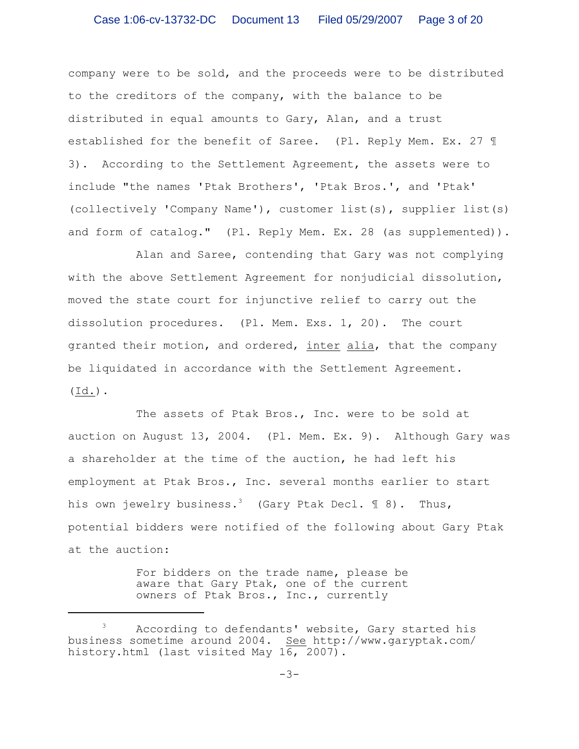company were to be sold, and the proceeds were to be distributed to the creditors of the company, with the balance to be distributed in equal amounts to Gary, Alan, and a trust established for the benefit of Saree. (Pl. Reply Mem. Ex. 27 ¶ 3). According to the Settlement Agreement, the assets were to include "the names 'Ptak Brothers', 'Ptak Bros.', and 'Ptak' (collectively 'Company Name'), customer list(s), supplier list(s) and form of catalog." (Pl. Reply Mem. Ex. 28 (as supplemented)).

Alan and Saree, contending that Gary was not complying with the above Settlement Agreement for nonjudicial dissolution, moved the state court for injunctive relief to carry out the dissolution procedures. (Pl. Mem. Exs. 1, 20). The court granted their motion, and ordered, inter alia, that the company be liquidated in accordance with the Settlement Agreement. (Id.).

The assets of Ptak Bros., Inc. were to be sold at auction on August 13, 2004. (Pl. Mem. Ex. 9). Although Gary was a shareholder at the time of the auction, he had left his employment at Ptak Bros., Inc. several months earlier to start his own jewelry business.[3] (Gary Ptak Decl. ¶ 8). Thus, potential bidders were notified of the following about Gary Ptak at the auction:

> For bidders on the trade name, please be aware that Gary Ptak, one of the current owners of Ptak Bros., Inc., currently

[3] According to defendants' website, Gary started his business sometime around 2004. See http://www.garyptak.com/history.html (last visited May 16, 2007).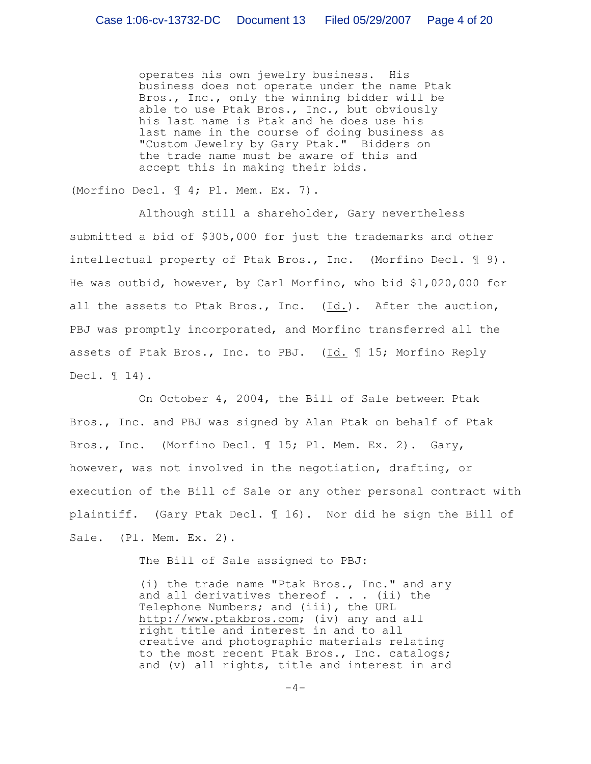> operates his own jewelry business. His business does not operate under the name Ptak Bros., Inc., only the winning bidder will be able to use Ptak Bros., Inc., but obviously his last name is Ptak and he does use his last name in the course of doing business as "Custom Jewelry by Gary Ptak." Bidders on the trade name must be aware of this and accept this in making their bids.

(Morfino Decl. ¶ 4; Pl. Mem. Ex. 7).

Although still a shareholder, Gary nevertheless submitted a bid of $305,000 for just the trademarks and other intellectual property of Ptak Bros., Inc. (Morfino Decl. ¶ 9). He was outbid, however, by Carl Morfino, who bid $1,020,000 for all the assets to Ptak Bros., Inc. (Id.). After the auction, PBJ was promptly incorporated, and Morfino transferred all the assets of Ptak Bros., Inc. to PBJ. (Id. ¶ 15; Morfino Reply Decl. ¶ 14).

On October 4, 2004, the Bill of Sale between Ptak Bros., Inc. and PBJ was signed by Alan Ptak on behalf of Ptak Bros., Inc. (Morfino Decl. ¶ 15; Pl. Mem. Ex. 2). Gary, however, was not involved in the negotiation, drafting, or execution of the Bill of Sale or any other personal contract with plaintiff. (Gary Ptak Decl. ¶ 16). Nor did he sign the Bill of Sale. (Pl. Mem. Ex. 2).

The Bill of Sale assigned to PBJ:

> (i) the trade name "Ptak Bros., Inc." and any and all derivatives thereof . . . (ii) the Telephone Numbers; and (iii), the URL http://www.ptakbros.com; (iv) any and all right title and interest in and to all creative and photographic materials relating to the most recent Ptak Bros., Inc. catalogs; and (v) all rights, title and interest in and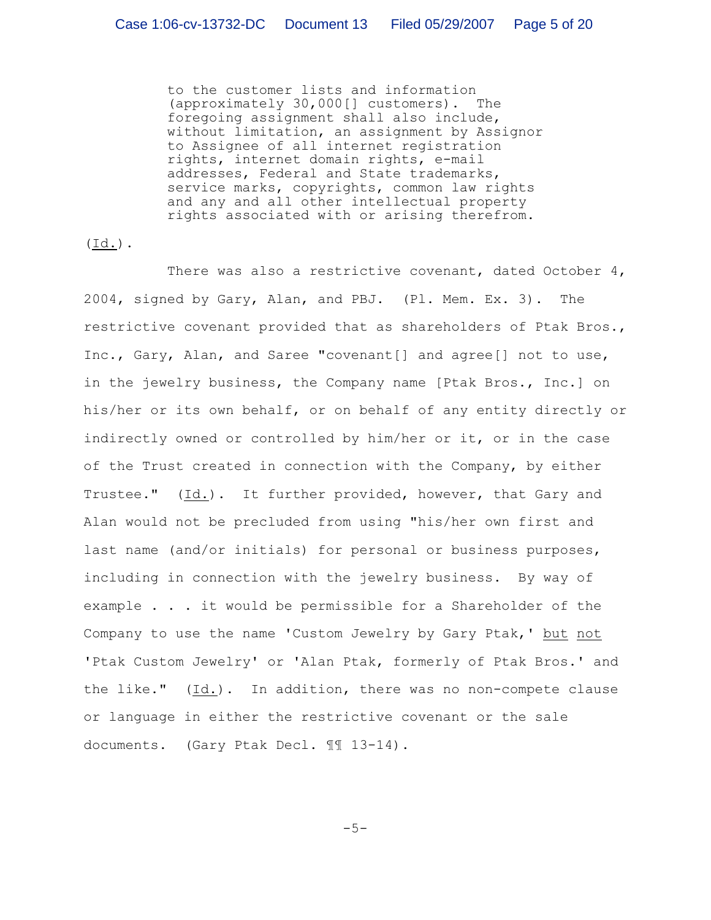> to the customer lists and information (approximately 30,000[] customers). The foregoing assignment shall also include, without limitation, an assignment by Assignor to Assignee of all internet registration rights, internet domain rights, e-mail addresses, Federal and State trademarks, service marks, copyrights, common law rights and any and all other intellectual property rights associated with or arising therefrom.

(Id.).

There was also a restrictive covenant, dated October 4, 2004, signed by Gary, Alan, and PBJ. (Pl. Mem. Ex. 3). The restrictive covenant provided that as shareholders of Ptak Bros., Inc., Gary, Alan, and Saree "covenant[] and agree[] not to use, in the jewelry business, the Company name [Ptak Bros., Inc.] on his/her or its own behalf, or on behalf of any entity directly or indirectly owned or controlled by him/her or it, or in the case of the Trust created in connection with the Company, by either Trustee." (Id.). It further provided, however, that Gary and Alan would not be precluded from using "his/her own first and last name (and/or initials) for personal or business purposes, including in connection with the jewelry business. By way of example . . . it would be permissible for a Shareholder of the Company to use the name 'Custom Jewelry by Gary Ptak,' but not 'Ptak Custom Jewelry' or 'Alan Ptak, formerly of Ptak Bros.' and the like." (Id.). In addition, there was no non-compete clause or language in either the restrictive covenant or the sale documents. (Gary Ptak Decl. ¶¶ 13-14).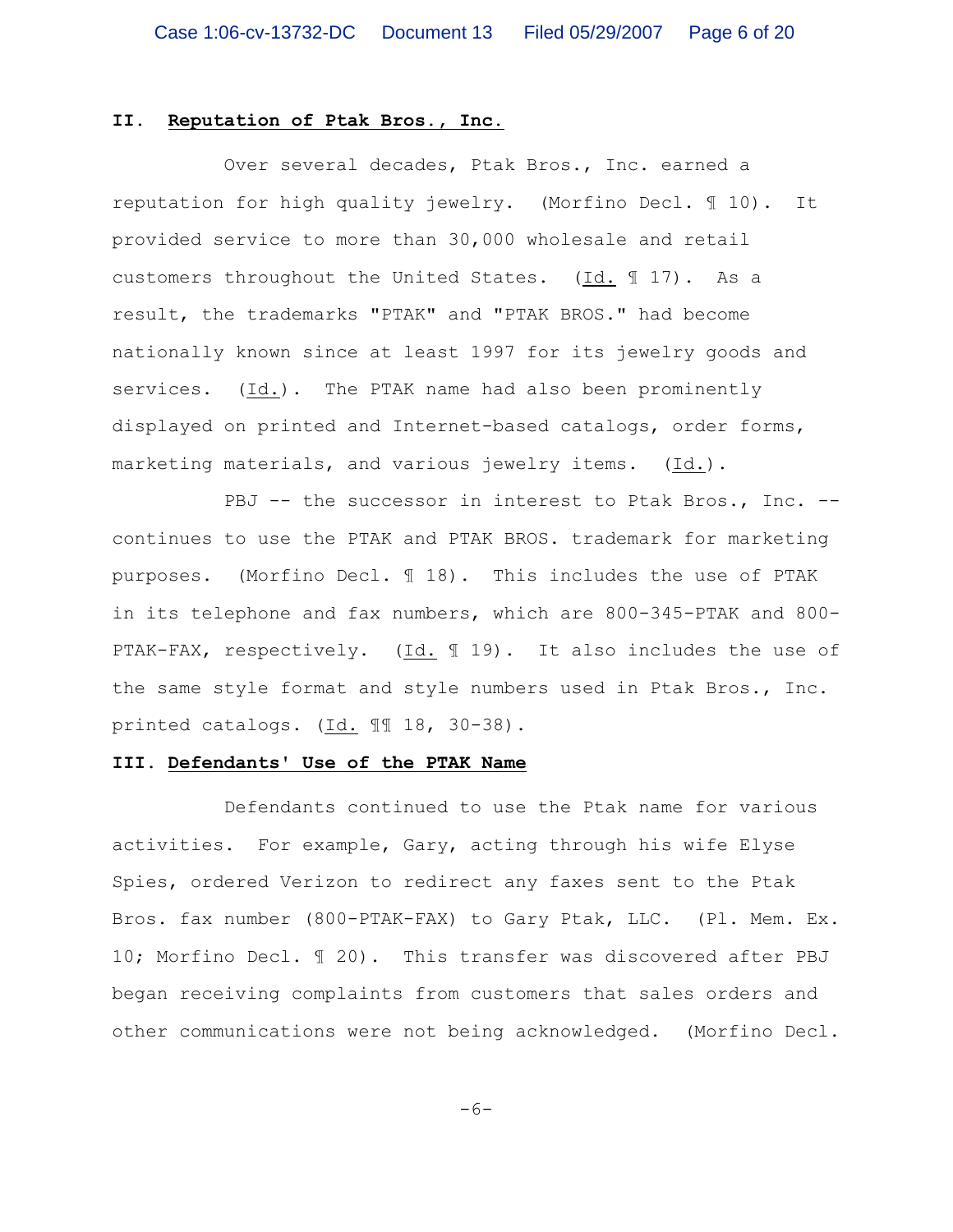## II. Reputation of Ptak Bros., Inc.

Over several decades, Ptak Bros., Inc. earned a reputation for high quality jewelry. (Morfino Decl. ¶ 10). It provided service to more than 30,000 wholesale and retail customers throughout the United States. (Id. ¶ 17). As a result, the trademarks "PTAK" and "PTAK BROS." had become nationally known since at least 1997 for its jewelry goods and services. (Id.). The PTAK name had also been prominently displayed on printed and Internet-based catalogs, order forms, marketing materials, and various jewelry items. (Id.).

PBJ -- the successor in interest to Ptak Bros., Inc. -- continues to use the PTAK and PTAK BROS. trademark for marketing purposes. (Morfino Decl. ¶ 18). This includes the use of PTAK in its telephone and fax numbers, which are 800-345-PTAK and 800-PTAK-FAX, respectively. (Id. ¶ 19). It also includes the use of the same style format and style numbers used in Ptak Bros., Inc. printed catalogs. (Id. ¶¶ 18, 30-38).

## III. Defendants' Use of the PTAK Name

Defendants continued to use the Ptak name for various activities. For example, Gary, acting through his wife Elyse Spies, ordered Verizon to redirect any faxes sent to the Ptak Bros. fax number (800-PTAK-FAX) to Gary Ptak, LLC. (Pl. Mem. Ex. 10; Morfino Decl. ¶ 20). This transfer was discovered after PBJ began receiving complaints from customers that sales orders and other communications were not being acknowledged. (Morfino Decl.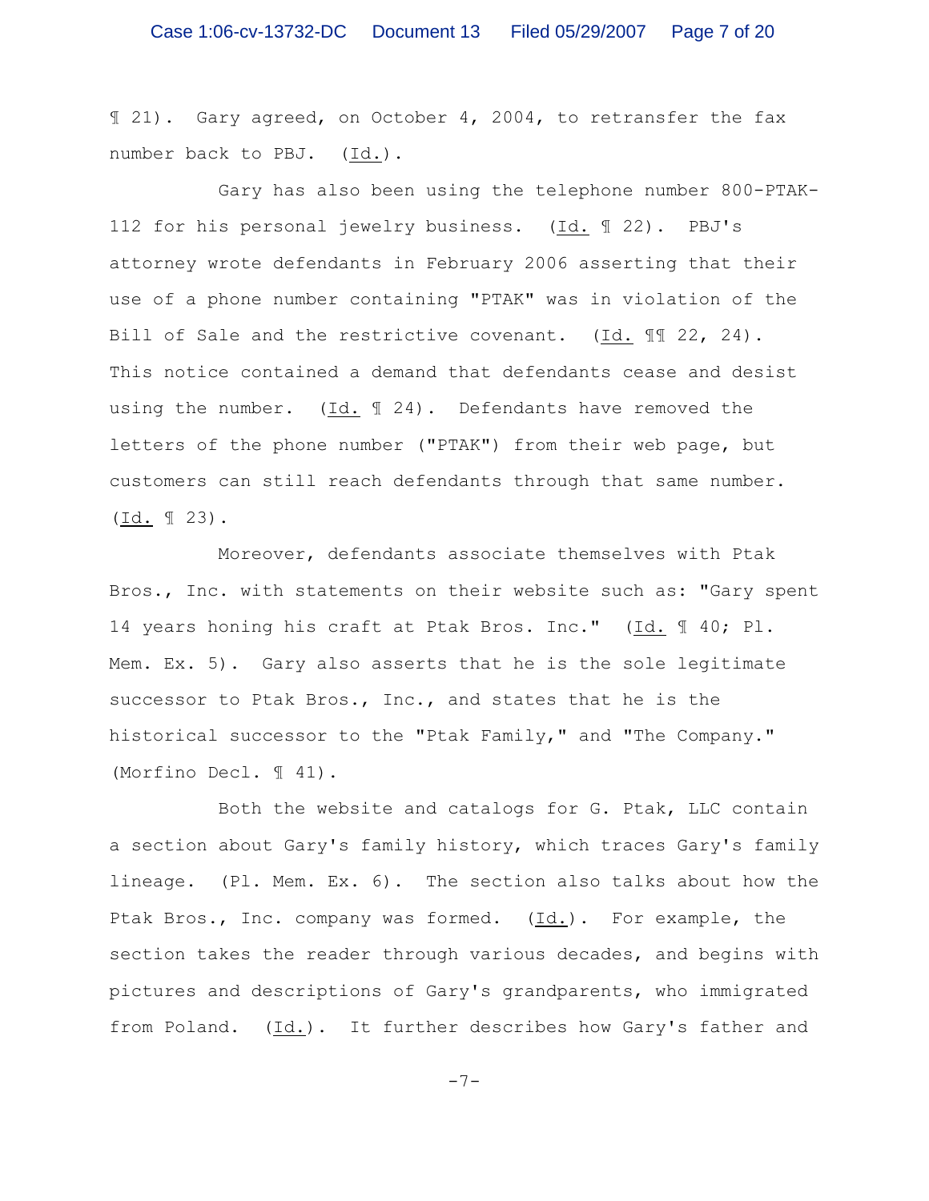¶ 21). Gary agreed, on October 4, 2004, to retransfer the fax number back to PBJ. (Id.).

Gary has also been using the telephone number 800-PTAK-112 for his personal jewelry business. (Id. ¶ 22). PBJ's attorney wrote defendants in February 2006 asserting that their use of a phone number containing "PTAK" was in violation of the Bill of Sale and the restrictive covenant. (Id. ¶¶ 22, 24). This notice contained a demand that defendants cease and desist using the number. (Id. ¶ 24). Defendants have removed the letters of the phone number ("PTAK") from their web page, but customers can still reach defendants through that same number. (Id. ¶ 23).

Moreover, defendants associate themselves with Ptak Bros., Inc. with statements on their website such as: "Gary spent 14 years honing his craft at Ptak Bros. Inc." (Id. ¶ 40; Pl. Mem. Ex. 5). Gary also asserts that he is the sole legitimate successor to Ptak Bros., Inc., and states that he is the historical successor to the "Ptak Family," and "The Company." (Morfino Decl. ¶ 41).

Both the website and catalogs for G. Ptak, LLC contain a section about Gary's family history, which traces Gary's family lineage. (Pl. Mem. Ex. 6). The section also talks about how the Ptak Bros., Inc. company was formed. (Id.). For example, the section takes the reader through various decades, and begins with pictures and descriptions of Gary's grandparents, who immigrated from Poland. (Id.). It further describes how Gary's father and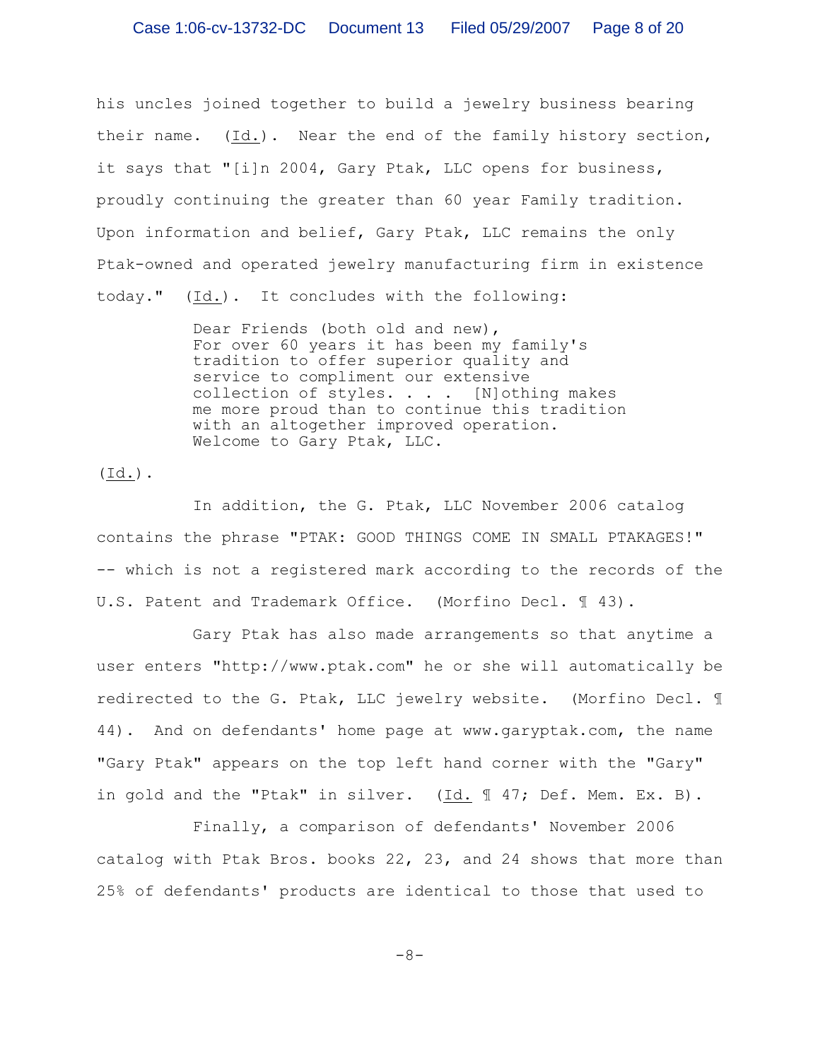his uncles joined together to build a jewelry business bearing their name. (Id.). Near the end of the family history section, it says that "[i]n 2004, Gary Ptak, LLC opens for business, proudly continuing the greater than 60 year Family tradition. Upon information and belief, Gary Ptak, LLC remains the only Ptak-owned and operated jewelry manufacturing firm in existence today." (Id.). It concludes with the following:

> Dear Friends (both old and new),
> For over 60 years it has been my family's tradition to offer superior quality and service to compliment our extensive collection of styles. . . . [N]othing makes me more proud than to continue this tradition with an altogether improved operation.
> Welcome to Gary Ptak, LLC.

(Id.).

In addition, the G. Ptak, LLC November 2006 catalog contains the phrase "PTAK: GOOD THINGS COME IN SMALL PTAKAGES!" -- which is not a registered mark according to the records of the U.S. Patent and Trademark Office. (Morfino Decl. ¶ 43).

Gary Ptak has also made arrangements so that anytime a user enters "http://www.ptak.com" he or she will automatically be redirected to the G. Ptak, LLC jewelry website. (Morfino Decl. ¶ 44). And on defendants' home page at www.garyptak.com, the name "Gary Ptak" appears on the top left hand corner with the "Gary" in gold and the "Ptak" in silver. (Id. ¶ 47; Def. Mem. Ex. B).

Finally, a comparison of defendants' November 2006 catalog with Ptak Bros. books 22, 23, and 24 shows that more than 25% of defendants' products are identical to those that used to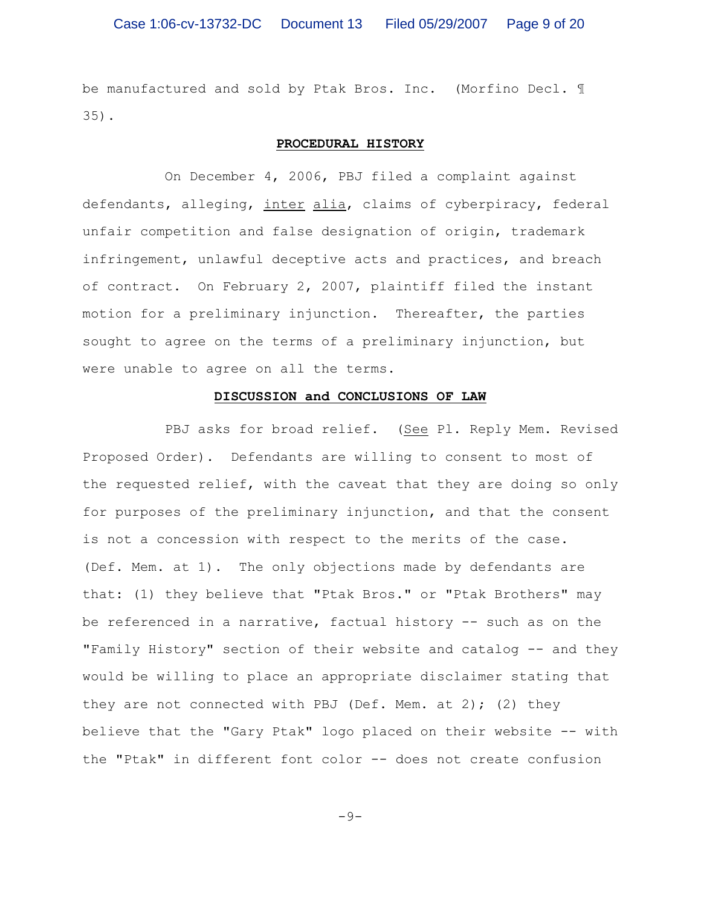be manufactured and sold by Ptak Bros. Inc. (Morfino Decl. ¶ 35).

## PROCEDURAL HISTORY

On December 4, 2006, PBJ filed a complaint against defendants, alleging, inter alia, claims of cyberpiracy, federal unfair competition and false designation of origin, trademark infringement, unlawful deceptive acts and practices, and breach of contract. On February 2, 2007, plaintiff filed the instant motion for a preliminary injunction. Thereafter, the parties sought to agree on the terms of a preliminary injunction, but were unable to agree on all the terms.

## DISCUSSION and CONCLUSIONS OF LAW

PBJ asks for broad relief. (See Pl. Reply Mem. Revised Proposed Order). Defendants are willing to consent to most of the requested relief, with the caveat that they are doing so only for purposes of the preliminary injunction, and that the consent is not a concession with respect to the merits of the case. (Def. Mem. at 1). The only objections made by defendants are that: (1) they believe that "Ptak Bros." or "Ptak Brothers" may be referenced in a narrative, factual history -- such as on the "Family History" section of their website and catalog -- and they would be willing to place an appropriate disclaimer stating that they are not connected with PBJ (Def. Mem. at 2); (2) they believe that the "Gary Ptak" logo placed on their website -- with the "Ptak" in different font color -- does not create confusion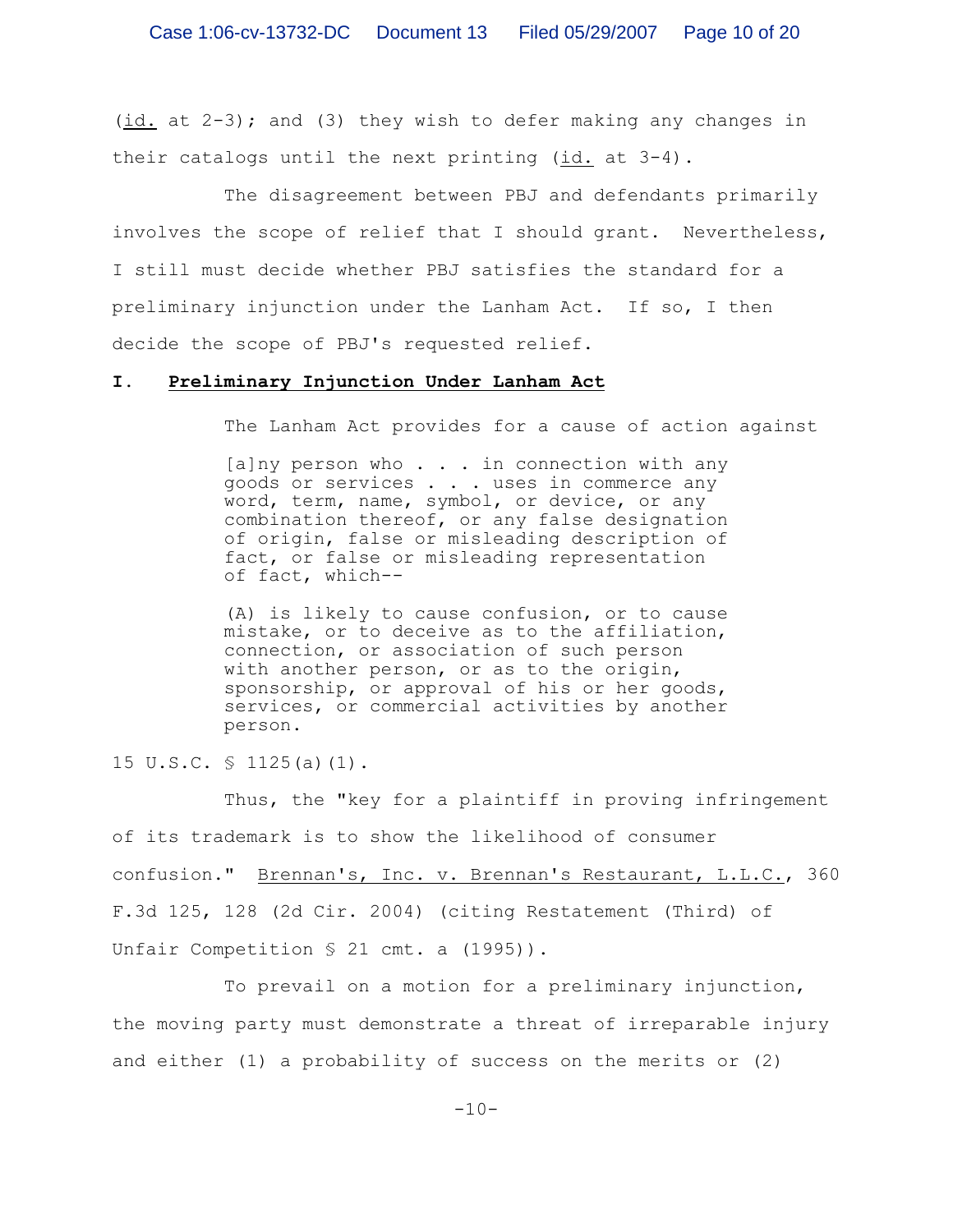(id. at 2-3); and (3) they wish to defer making any changes in their catalogs until the next printing (id. at 3-4).

The disagreement between PBJ and defendants primarily involves the scope of relief that I should grant. Nevertheless, I still must decide whether PBJ satisfies the standard for a preliminary injunction under the Lanham Act. If so, I then decide the scope of PBJ's requested relief.

## I. **Preliminary Injunction Under Lanham Act**

The Lanham Act provides for a cause of action against

> [a]ny person who . . . in connection with any goods or services . . . . uses in commerce any word, term, name, symbol, or device, or any combination thereof, or any false designation of origin, false or misleading description of fact, or false or misleading representation of fact, which--
>
> (A) is likely to cause confusion, or to cause mistake, or to deceive as to the affiliation, connection, or association of such person with another person, or as to the origin, sponsorship, or approval of his or her goods, services, or commercial activities by another person.

15 U.S.C. § 1125(a)(1).

Thus, the "key for a plaintiff in proving infringement of its trademark is to show the likelihood of consumer confusion." Brennan's, Inc. v. Brennan's Restaurant, L.L.C., 360 F.3d 125, 128 (2d Cir. 2004) (citing Restatement (Third) of Unfair Competition § 21 cmt. a (1995)).

To prevail on a motion for a preliminary injunction, the moving party must demonstrate a threat of irreparable injury and either (1) a probability of success on the merits or (2)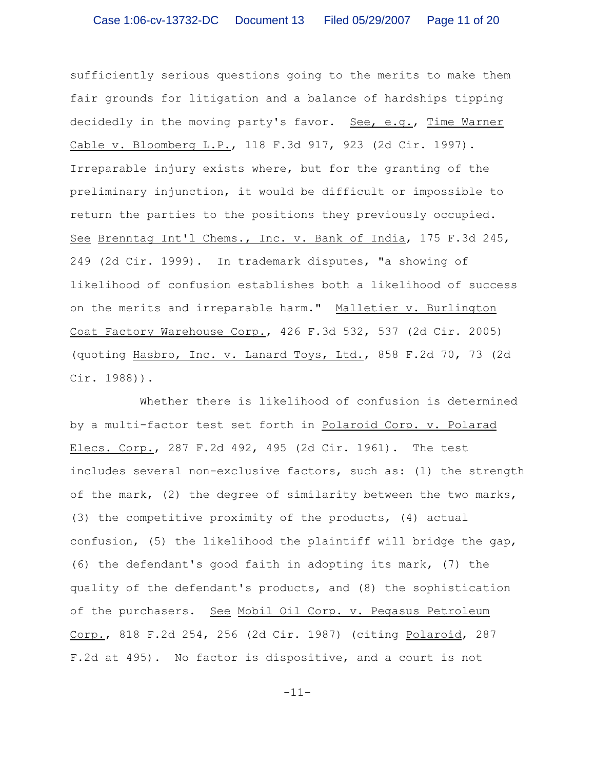sufficiently serious questions going to the merits to make them fair grounds for litigation and a balance of hardships tipping decidedly in the moving party's favor. See, e.g., Time Warner Cable v. Bloomberg L.P., 118 F.3d 917, 923 (2d Cir. 1997). Irreparable injury exists where, but for the granting of the preliminary injunction, it would be difficult or impossible to return the parties to the positions they previously occupied. See Brenntag Int'l Chems., Inc. v. Bank of India, 175 F.3d 245, 249 (2d Cir. 1999). In trademark disputes, "a showing of likelihood of confusion establishes both a likelihood of success on the merits and irreparable harm." Malletier v. Burlington Coat Factory Warehouse Corp., 426 F.3d 532, 537 (2d Cir. 2005) (quoting Hasbro, Inc. v. Lanard Toys, Ltd., 858 F.2d 70, 73 (2d Cir. 1988)).

Whether there is likelihood of confusion is determined by a multi-factor test set forth in Polaroid Corp. v. Polarad Elecs. Corp., 287 F.2d 492, 495 (2d Cir. 1961). The test includes several non-exclusive factors, such as: (1) the strength of the mark, (2) the degree of similarity between the two marks, (3) the competitive proximity of the products, (4) actual confusion, (5) the likelihood the plaintiff will bridge the gap, (6) the defendant's good faith in adopting its mark, (7) the quality of the defendant's products, and (8) the sophistication of the purchasers. See Mobil Oil Corp. v. Pegasus Petroleum Corp., 818 F.2d 254, 256 (2d Cir. 1987) (citing Polaroid, 287 F.2d at 495). No factor is dispositive, and a court is not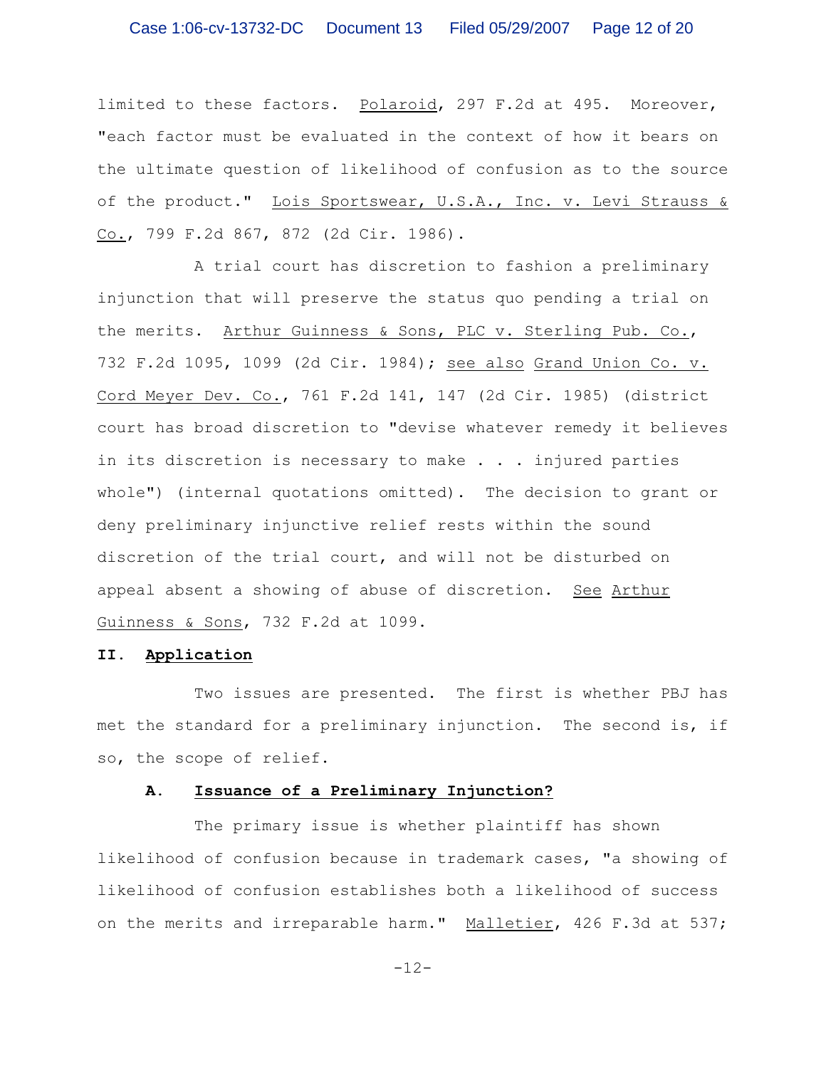limited to these factors. Polaroid, 297 F.2d at 495. Moreover, "each factor must be evaluated in the context of how it bears on the ultimate question of likelihood of confusion as to the source of the product." Lois Sportswear, U.S.A., Inc. v. Levi Strauss & Co., 799 F.2d 867, 872 (2d Cir. 1986).

A trial court has discretion to fashion a preliminary injunction that will preserve the status quo pending a trial on the merits. Arthur Guinness & Sons, PLC v. Sterling Pub. Co., 732 F.2d 1095, 1099 (2d Cir. 1984); see also Grand Union Co. v. Cord Meyer Dev. Co., 761 F.2d 141, 147 (2d Cir. 1985) (district court has broad discretion to "devise whatever remedy it believes in its discretion is necessary to make . . . injured parties whole") (internal quotations omitted). The decision to grant or deny preliminary injunctive relief rests within the sound discretion of the trial court, and will not be disturbed on appeal absent a showing of abuse of discretion. See Arthur Guinness & Sons, 732 F.2d at 1099.

## II. Application

Two issues are presented. The first is whether PBJ has met the standard for a preliminary injunction. The second is, if so, the scope of relief.

### A. Issuance of a Preliminary Injunction?

The primary issue is whether plaintiff has shown likelihood of confusion because in trademark cases, "a showing of likelihood of confusion establishes both a likelihood of success on the merits and irreparable harm." Malletier, 426 F.3d at 537;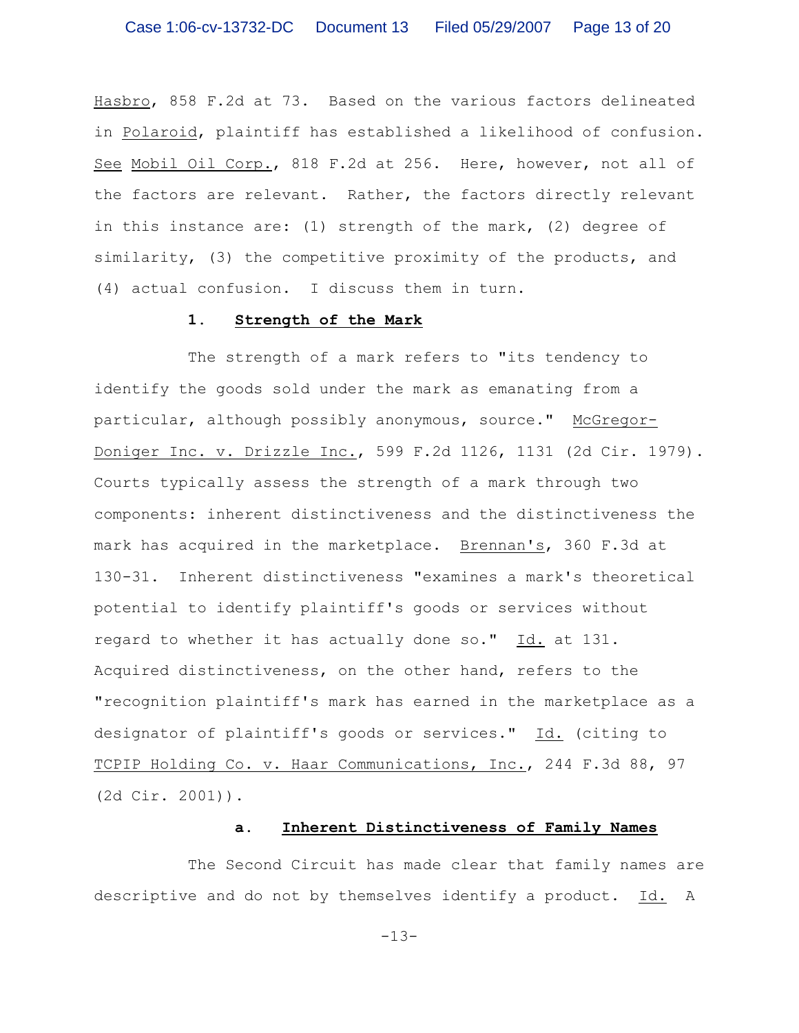Hasbro, 858 F.2d at 73. Based on the various factors delineated in Polaroid, plaintiff has established a likelihood of confusion. See Mobil Oil Corp., 818 F.2d at 256. Here, however, not all of the factors are relevant. Rather, the factors directly relevant in this instance are: (1) strength of the mark, (2) degree of similarity, (3) the competitive proximity of the products, and (4) actual confusion. I discuss them in turn.

### 1. Strength of the Mark

The strength of a mark refers to "its tendency to identify the goods sold under the mark as emanating from a particular, although possibly anonymous, source." McGregor-Doniger Inc. v. Drizzle Inc., 599 F.2d 1126, 1131 (2d Cir. 1979). Courts typically assess the strength of a mark through two components: inherent distinctiveness and the distinctiveness the mark has acquired in the marketplace. Brennan's, 360 F.3d at 130-31. Inherent distinctiveness "examines a mark's theoretical potential to identify plaintiff's goods or services without regard to whether it has actually done so." Id. at 131. Acquired distinctiveness, on the other hand, refers to the "recognition plaintiff's mark has earned in the marketplace as a designator of plaintiff's goods or services." Id. (citing to TCPIP Holding Co. v. Haar Communications, Inc., 244 F.3d 88, 97 (2d Cir. 2001)).

#### a. Inherent Distinctiveness of Family Names

The Second Circuit has made clear that family names are descriptive and do not by themselves identify a product. Id. A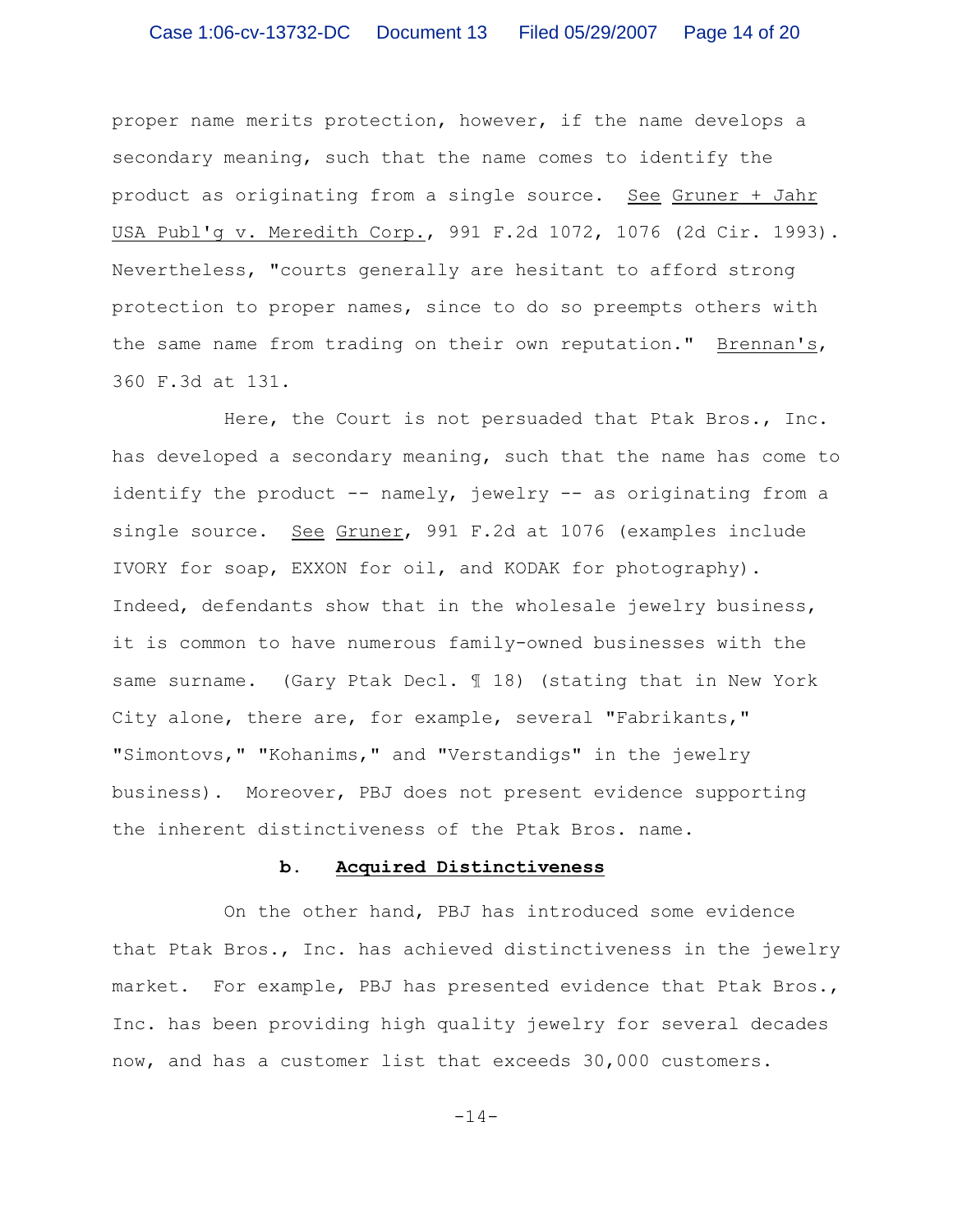proper name merits protection, however, if the name develops a secondary meaning, such that the name comes to identify the product as originating from a single source. See Gruner + Jahr USA Publ'g v. Meredith Corp., 991 F.2d 1072, 1076 (2d Cir. 1993). Nevertheless, "courts generally are hesitant to afford strong protection to proper names, since to do so preempts others with the same name from trading on their own reputation." Brennan's, 360 F.3d at 131.

Here, the Court is not persuaded that Ptak Bros., Inc. has developed a secondary meaning, such that the name has come to identify the product -- namely, jewelry -- as originating from a single source. See Gruner, 991 F.2d at 1076 (examples include IVORY for soap, EXXON for oil, and KODAK for photography). Indeed, defendants show that in the wholesale jewelry business, it is common to have numerous family-owned businesses with the same surname. (Gary Ptak Decl. ¶ 18) (stating that in New York City alone, there are, for example, several "Fabrikants," "Simontovs," "Kohanims," and "Verstandigs" in the jewelry business). Moreover, PBJ does not present evidence supporting the inherent distinctiveness of the Ptak Bros. name.

**b. Acquired Distinctiveness**

On the other hand, PBJ has introduced some evidence that Ptak Bros., Inc. has achieved distinctiveness in the jewelry market. For example, PBJ has presented evidence that Ptak Bros., Inc. has been providing high quality jewelry for several decades now, and has a customer list that exceeds 30,000 customers.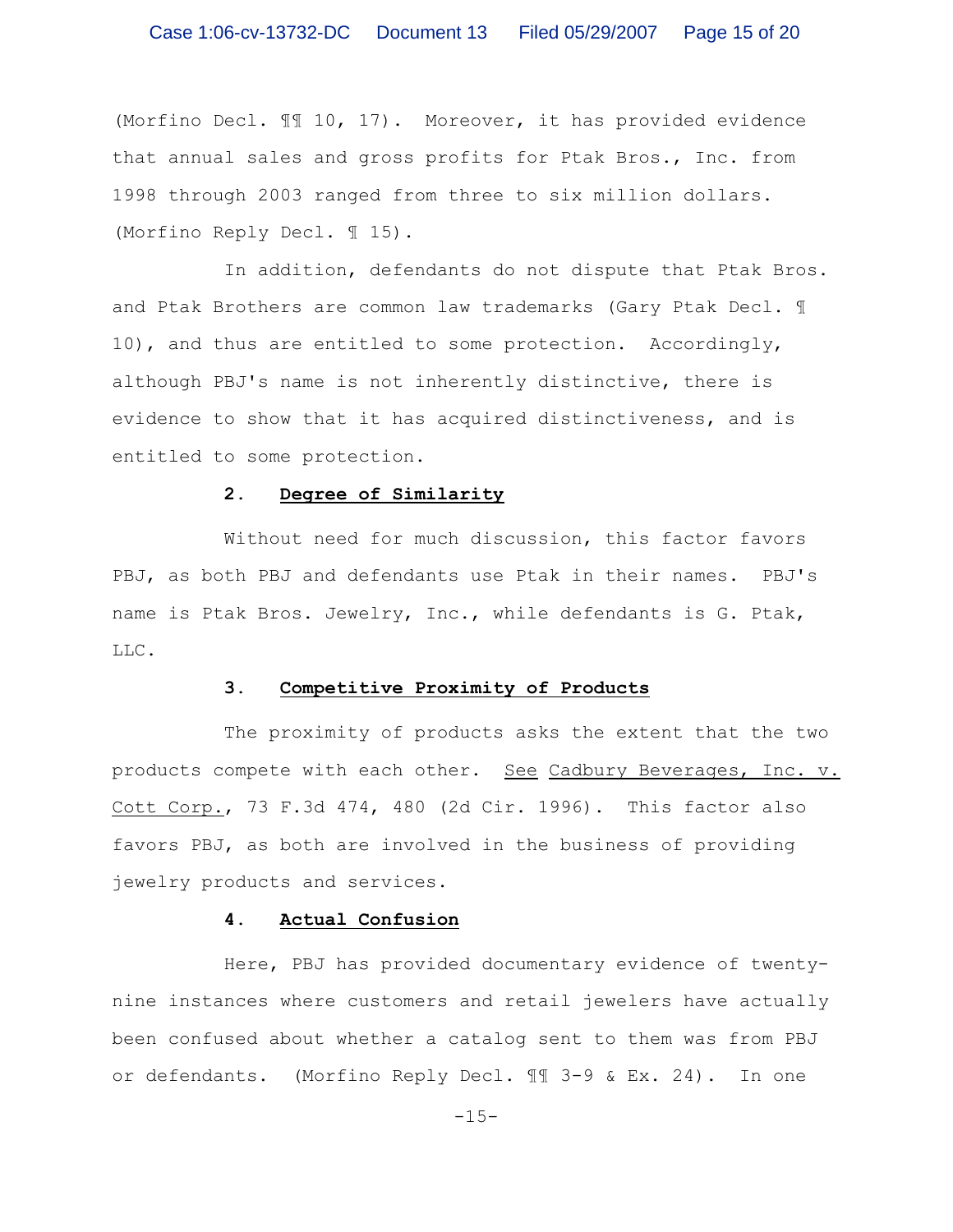(Morfino Decl. ¶¶ 10, 17). Moreover, it has provided evidence that annual sales and gross profits for Ptak Bros., Inc. from 1998 through 2003 ranged from three to six million dollars. (Morfino Reply Decl. ¶ 15).

In addition, defendants do not dispute that Ptak Bros. and Ptak Brothers are common law trademarks (Gary Ptak Decl. ¶ 10), and thus are entitled to some protection. Accordingly, although PBJ's name is not inherently distinctive, there is evidence to show that it has acquired distinctiveness, and is entitled to some protection.

### 2. Degree of Similarity

Without need for much discussion, this factor favors PBJ, as both PBJ and defendants use Ptak in their names. PBJ's name is Ptak Bros. Jewelry, Inc., while defendants is G. Ptak, LLC.

### 3. Competitive Proximity of Products

The proximity of products asks the extent that the two products compete with each other. See Cadbury Beverages, Inc. v. Cott Corp., 73 F.3d 474, 480 (2d Cir. 1996). This factor also favors PBJ, as both are involved in the business of providing jewelry products and services.

### 4. Actual Confusion

Here, PBJ has provided documentary evidence of twenty-nine instances where customers and retail jewelers have actually been confused about whether a catalog sent to them was from PBJ or defendants. (Morfino Reply Decl. ¶¶ 3-9 & Ex. 24). In one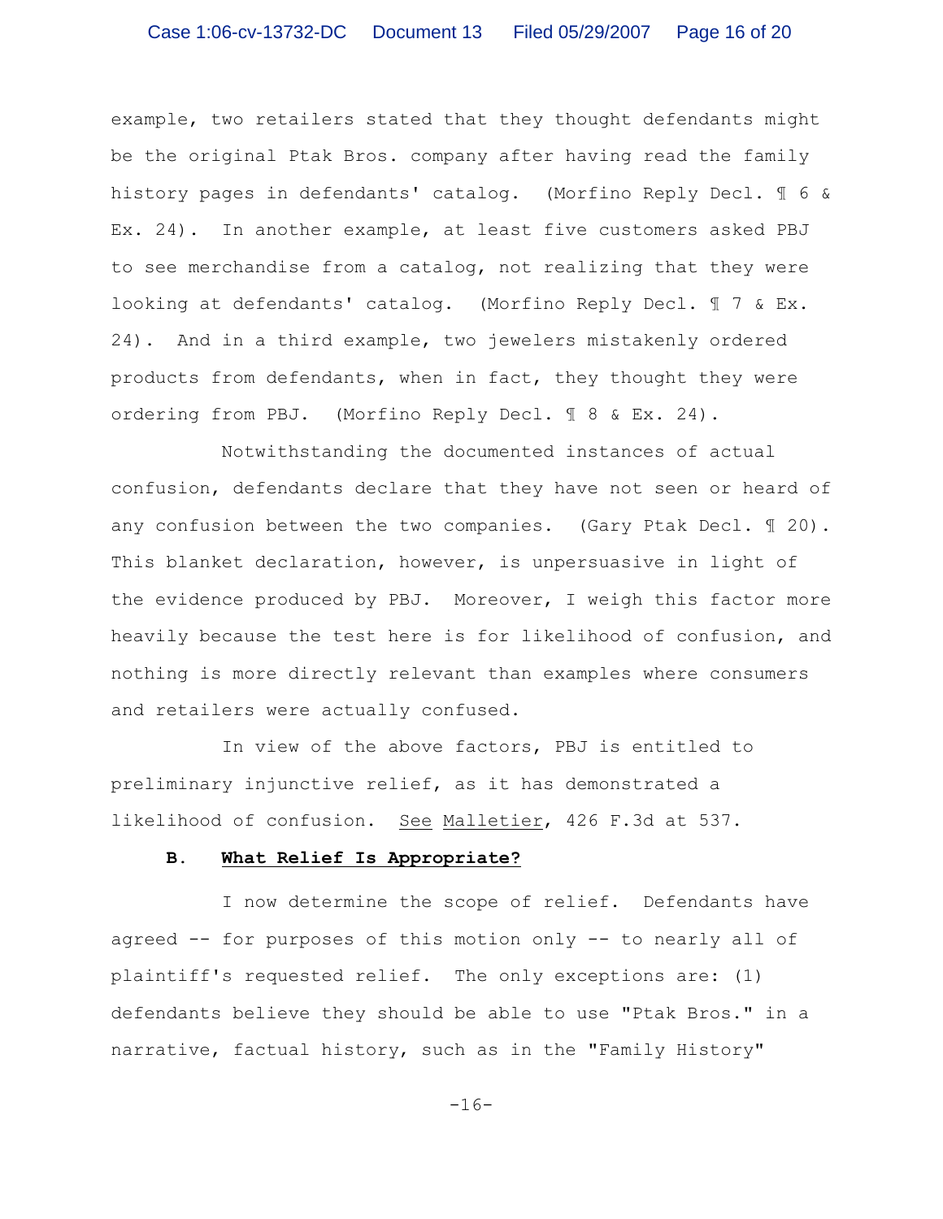example, two retailers stated that they thought defendants might be the original Ptak Bros. company after having read the family history pages in defendants' catalog. (Morfino Reply Decl. ¶ 6 & Ex. 24). In another example, at least five customers asked PBJ to see merchandise from a catalog, not realizing that they were looking at defendants' catalog. (Morfino Reply Decl. ¶ 7 & Ex. 24). And in a third example, two jewelers mistakenly ordered products from defendants, when in fact, they thought they were ordering from PBJ. (Morfino Reply Decl. ¶ 8 & Ex. 24).

Notwithstanding the documented instances of actual confusion, defendants declare that they have not seen or heard of any confusion between the two companies. (Gary Ptak Decl. ¶ 20). This blanket declaration, however, is unpersuasive in light of the evidence produced by PBJ. Moreover, I weigh this factor more heavily because the test here is for likelihood of confusion, and nothing is more directly relevant than examples where consumers and retailers were actually confused.

In view of the above factors, PBJ is entitled to preliminary injunctive relief, as it has demonstrated a likelihood of confusion. See Malletier, 426 F.3d at 537.

### B. What Relief Is Appropriate?

I now determine the scope of relief. Defendants have agreed -- for purposes of this motion only -- to nearly all of plaintiff's requested relief. The only exceptions are: (1) defendants believe they should be able to use "Ptak Bros." in a narrative, factual history, such as in the "Family History"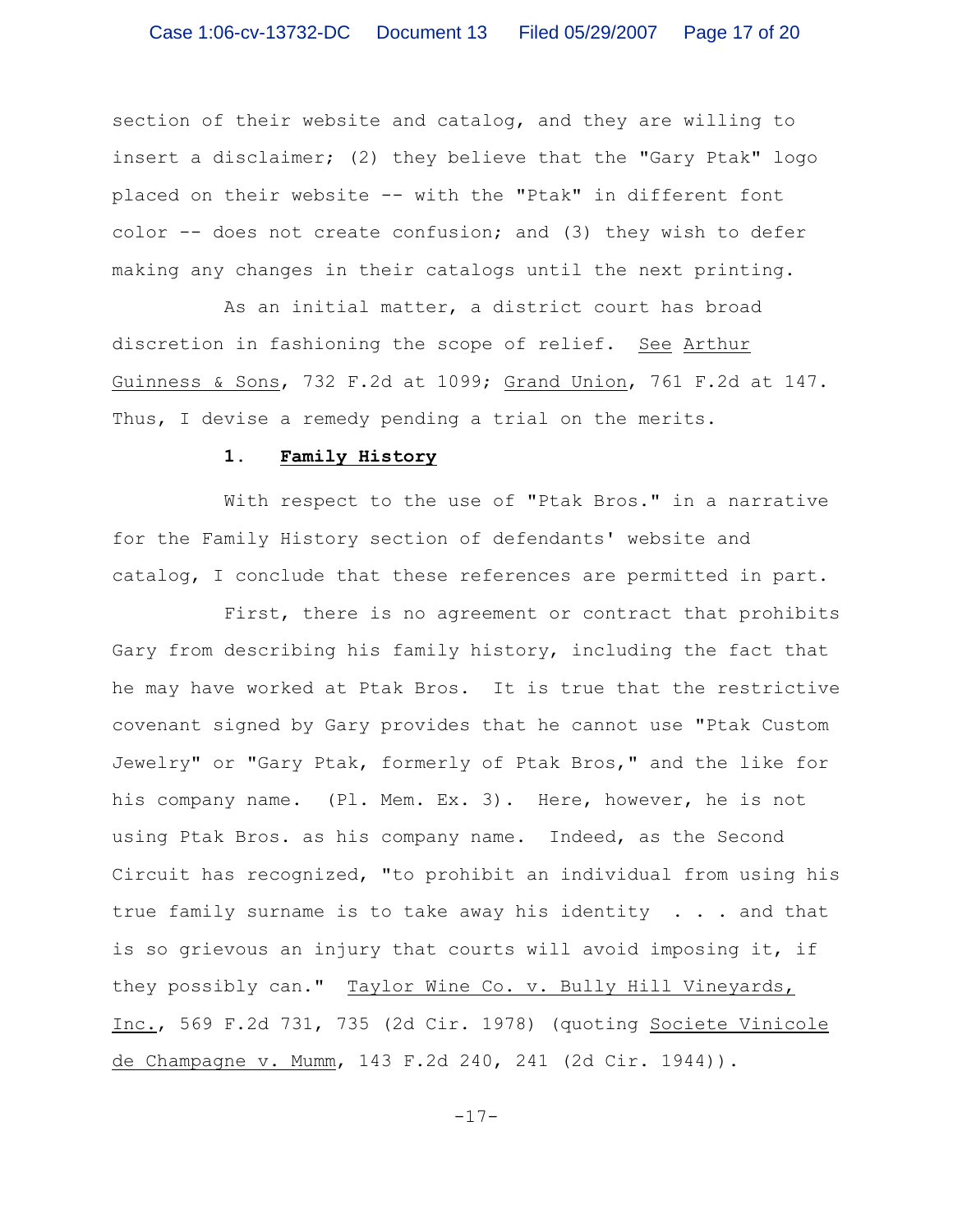section of their website and catalog, and they are willing to insert a disclaimer; (2) they believe that the "Gary Ptak" logo placed on their website -- with the "Ptak" in different font color -- does not create confusion; and (3) they wish to defer making any changes in their catalogs until the next printing.

As an initial matter, a district court has broad discretion in fashioning the scope of relief. See Arthur Guinness & Sons, 732 F.2d at 1099; Grand Union, 761 F.2d at 147. Thus, I devise a remedy pending a trial on the merits.

### 1. Family History

With respect to the use of "Ptak Bros." in a narrative for the Family History section of defendants' website and catalog, I conclude that these references are permitted in part.

First, there is no agreement or contract that prohibits Gary from describing his family history, including the fact that he may have worked at Ptak Bros. It is true that the restrictive covenant signed by Gary provides that he cannot use "Ptak Custom Jewelry" or "Gary Ptak, formerly of Ptak Bros," and the like for his company name. (Pl. Mem. Ex. 3). Here, however, he is not using Ptak Bros. as his company name. Indeed, as the Second Circuit has recognized, "to prohibit an individual from using his true family surname is to take away his identity . . . and that is so grievous an injury that courts will avoid imposing it, if they possibly can." Taylor Wine Co. v. Bully Hill Vineyards, Inc., 569 F.2d 731, 735 (2d Cir. 1978) (quoting Societe Vinicole de Champagne v. Mumm, 143 F.2d 240, 241 (2d Cir. 1944)).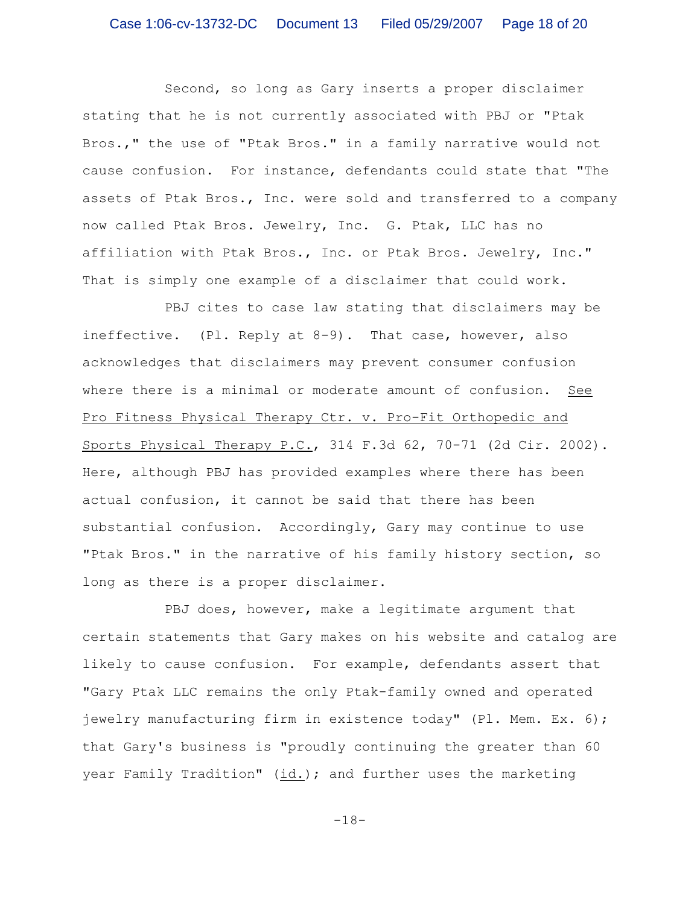Second, so long as Gary inserts a proper disclaimer stating that he is not currently associated with PBJ or "Ptak Bros.," the use of "Ptak Bros." in a family narrative would not cause confusion. For instance, defendants could state that "The assets of Ptak Bros., Inc. were sold and transferred to a company now called Ptak Bros. Jewelry, Inc. G. Ptak, LLC has no affiliation with Ptak Bros., Inc. or Ptak Bros. Jewelry, Inc." That is simply one example of a disclaimer that could work.

PBJ cites to case law stating that disclaimers may be ineffective. (Pl. Reply at 8-9). That case, however, also acknowledges that disclaimers may prevent consumer confusion where there is a minimal or moderate amount of confusion. See Pro Fitness Physical Therapy Ctr. v. Pro-Fit Orthopedic and Sports Physical Therapy P.C., 314 F.3d 62, 70-71 (2d Cir. 2002). Here, although PBJ has provided examples where there has been actual confusion, it cannot be said that there has been substantial confusion. Accordingly, Gary may continue to use "Ptak Bros." in the narrative of his family history section, so long as there is a proper disclaimer.

PBJ does, however, make a legitimate argument that certain statements that Gary makes on his website and catalog are likely to cause confusion. For example, defendants assert that "Gary Ptak LLC remains the only Ptak-family owned and operated jewelry manufacturing firm in existence today" (Pl. Mem. Ex. 6); that Gary's business is "proudly continuing the greater than 60 year Family Tradition" (id.); and further uses the marketing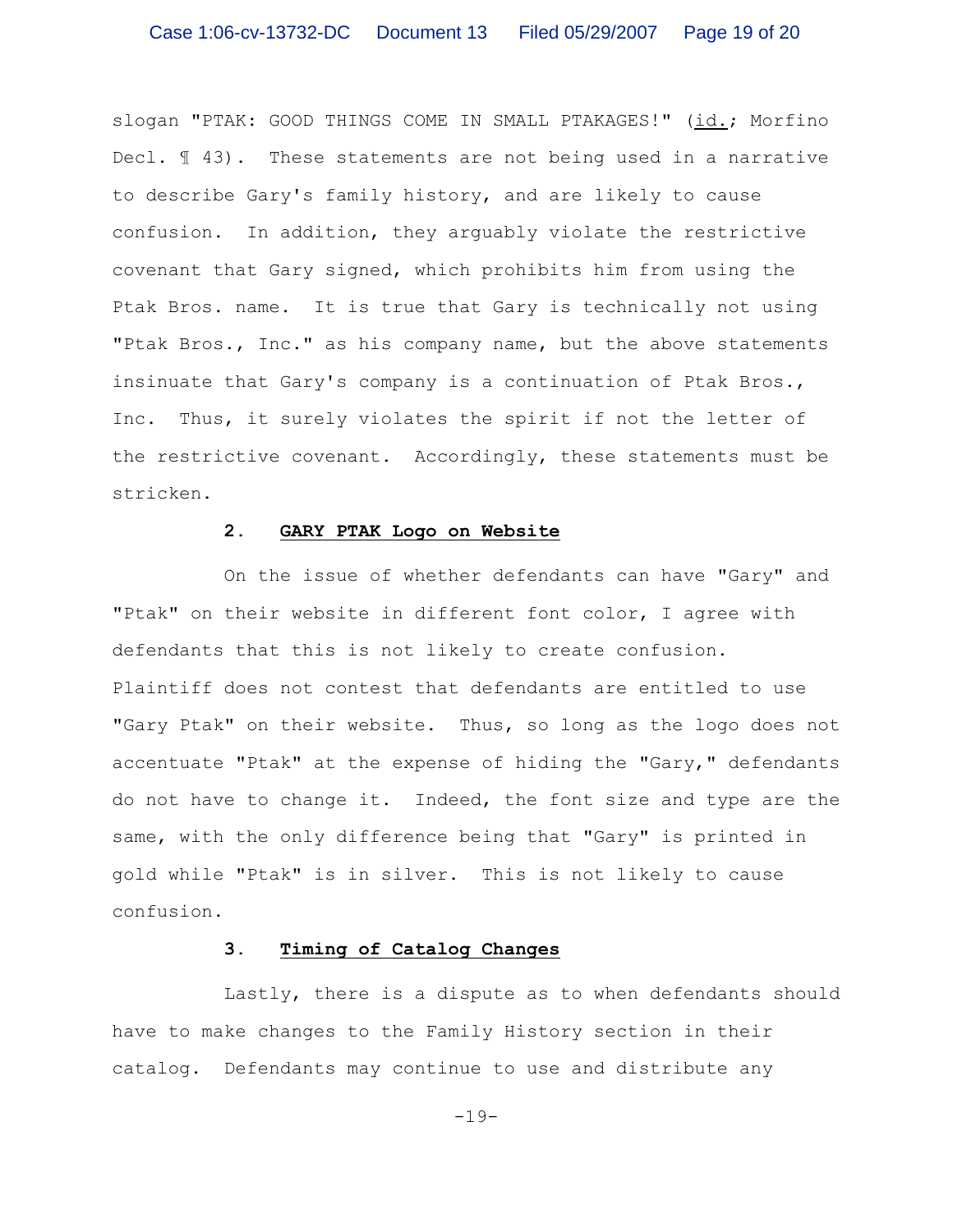slogan "PTAK: GOOD THINGS COME IN SMALL PTAKAGES!" (id.; Morfino Decl. ¶ 43). These statements are not being used in a narrative to describe Gary's family history, and are likely to cause confusion. In addition, they arguably violate the restrictive covenant that Gary signed, which prohibits him from using the Ptak Bros. name. It is true that Gary is technically not using "Ptak Bros., Inc." as his company name, but the above statements insinuate that Gary's company is a continuation of Ptak Bros., Inc. Thus, it surely violates the spirit if not the letter of the restrictive covenant. Accordingly, these statements must be stricken.

### 2. GARY PTAK Logo on Website

On the issue of whether defendants can have "Gary" and "Ptak" on their website in different font color, I agree with defendants that this is not likely to create confusion. Plaintiff does not contest that defendants are entitled to use "Gary Ptak" on their website. Thus, so long as the logo does not accentuate "Ptak" at the expense of hiding the "Gary," defendants do not have to change it. Indeed, the font size and type are the same, with the only difference being that "Gary" is printed in gold while "Ptak" is in silver. This is not likely to cause confusion.

### 3. Timing of Catalog Changes

Lastly, there is a dispute as to when defendants should have to make changes to the Family History section in their catalog. Defendants may continue to use and distribute any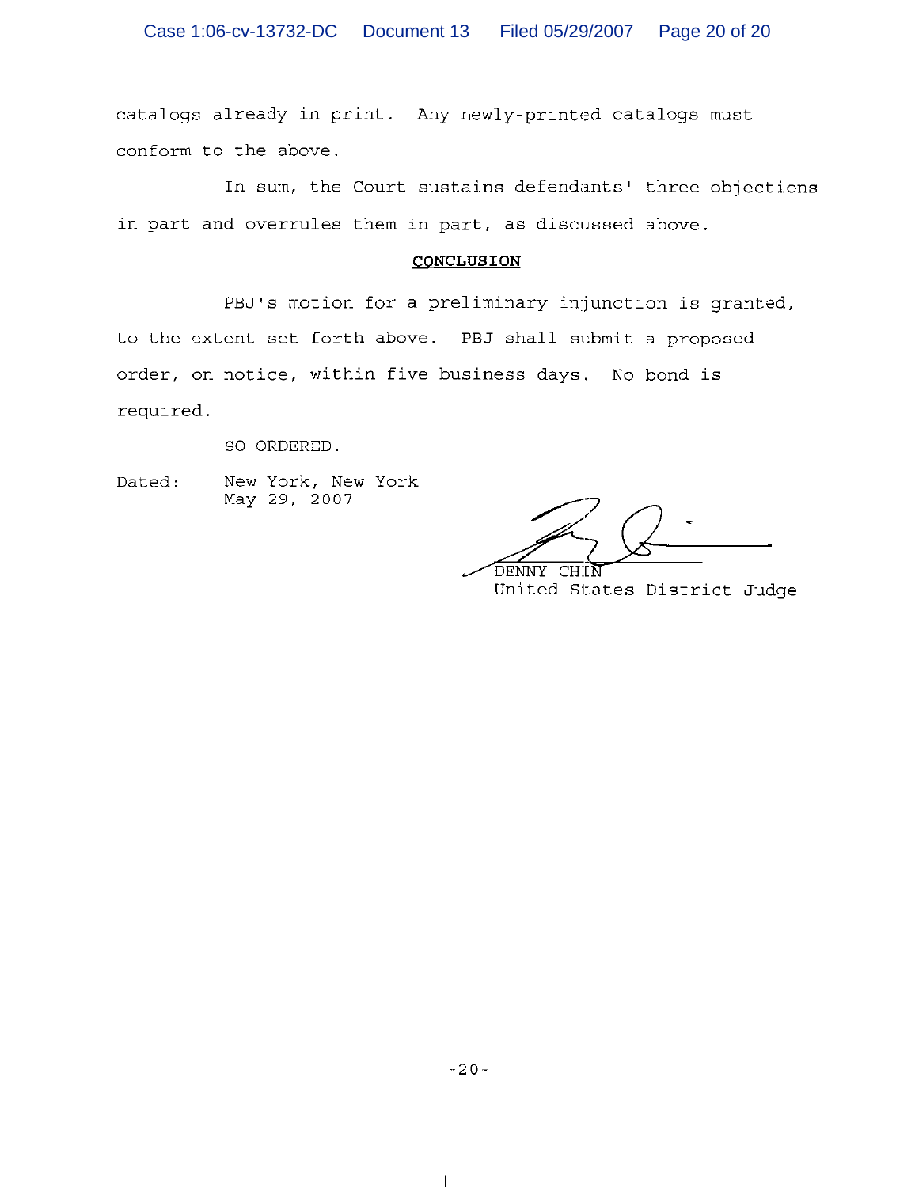catalogs already in print. Any newly-printed catalogs must conform to the above.

In sum, the Court sustains defendants' three objections in part and overrules them in part, as discussed above.

## CONCLUSION

PBJ's motion for a preliminary injunction is granted, to the extent set forth above. PBJ shall submit a proposed order, on notice, within five business days. No bond is required.

SO ORDERED.

Dated: New York, New York
May 29, 2007

DENNY CHIN
United States District Judge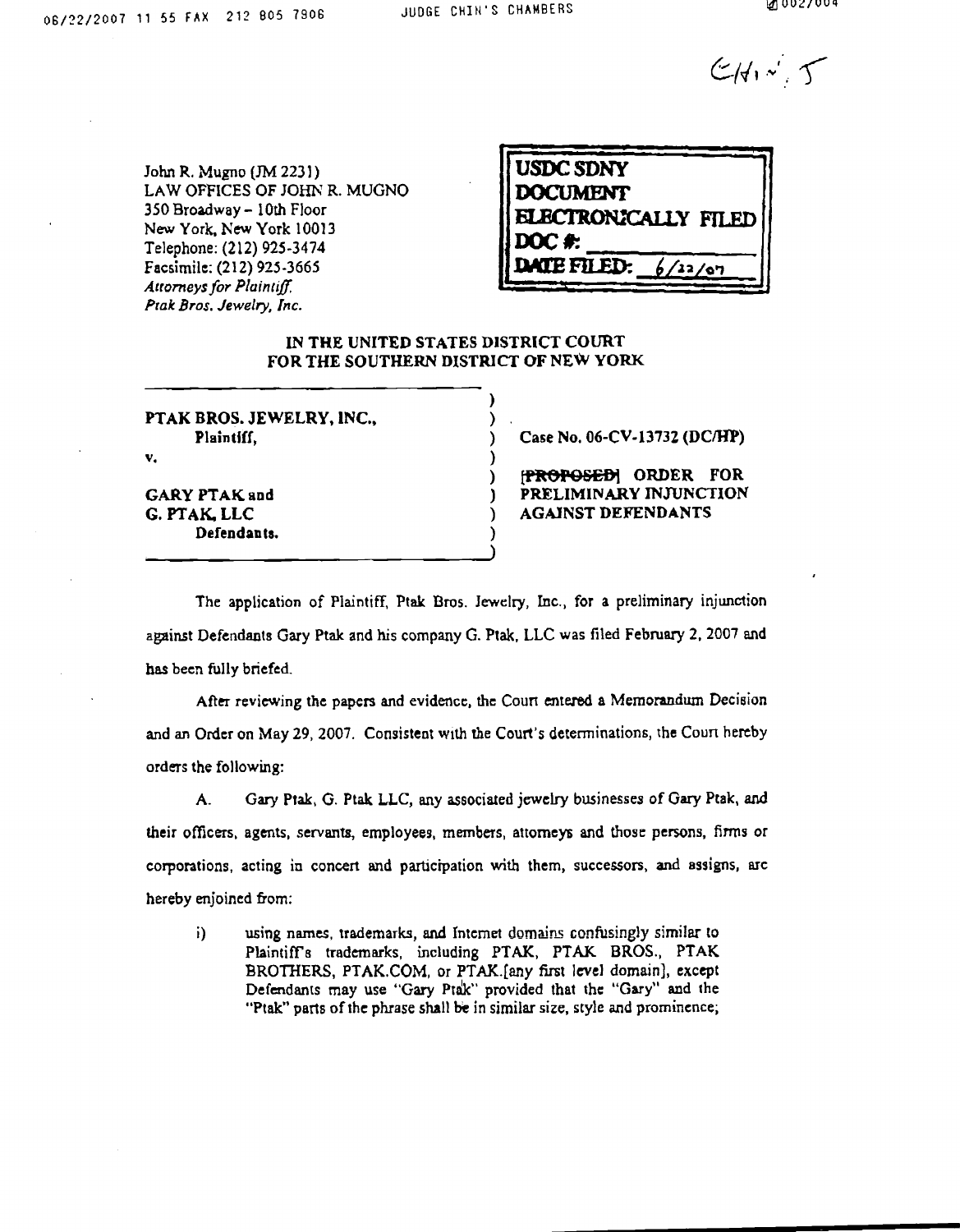John R. Mugno (JM 2231)
LAW OFFICES OF JOHN R. MUGNO
350 Broadway – 10th Floor
New York, New York 10013
Telephone: (212) 925-3474
Facsimile: (212) 925-3665
*Attorneys for Plaintiff,*
*Ptak Bros. Jewelry, Inc.*

USDC SDNY
DOCUMENT
ELECTRONICALLY FILED
DOC #: ______
DATE FILED: 6/22/07

**IN THE UNITED STATES DISTRICT COURT**
**FOR THE SOUTHERN DISTRICT OF NEW YORK**

**PTAK BROS. JEWELRY, INC.,**
**Plaintiff,**

**v.**

**GARY PTAK and**
**G. PTAK, LLC**
**Defendants.**

**Case No. 06-CV-13732 (DC/HP)**

**~~[PROPOSED]~~ ORDER FOR PRELIMINARY INJUNCTION AGAINST DEFENDANTS**

The application of Plaintiff, Ptak Bros. Jewelry, Inc., for a preliminary injunction against Defendants Gary Ptak and his company G. Ptak, LLC was filed February 2, 2007 and has been fully briefed.

After reviewing the papers and evidence, the Court entered a Memorandum Decision and an Order on May 29, 2007. Consistent with the Court's determinations, the Court hereby orders the following:

A. Gary Ptak, G. Ptak LLC, any associated jewelry businesses of Gary Ptak, and their officers, agents, servants, employees, members, attorneys and those persons, firms or corporations, acting in concert and participation with them, successors, and assigns, are hereby enjoined from:

i) using names, trademarks, and Internet domains confusingly similar to Plaintiff's trademarks, including PTAK, PTAK BROS., PTAK BROTHERS, PTAK.COM, or PTAK.[any first level domain], except Defendants may use "Gary Ptak" provided that the "Gary" and the "Ptak" parts of the phrase shall be in similar size, style and prominence;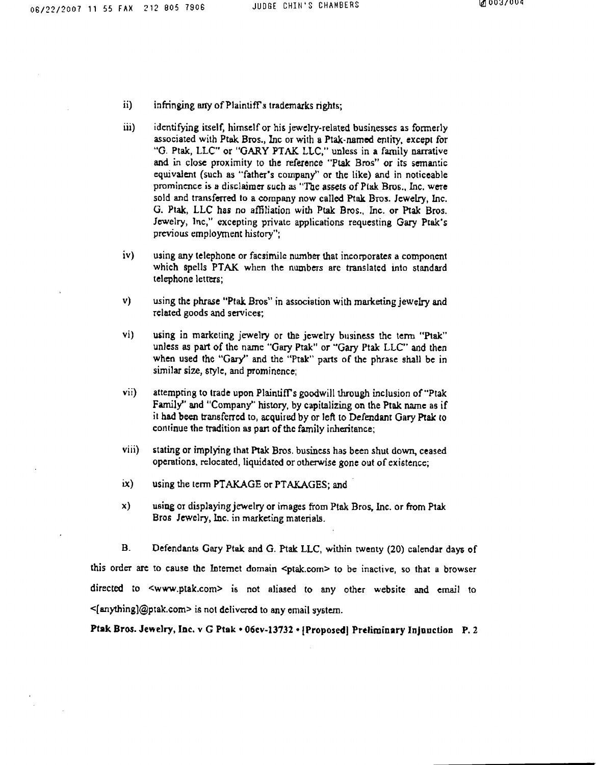ii) infringing any of Plaintiff's trademarks rights;

iii) identifying itself, himself or his jewelry-related businesses as formerly associated with Ptak Bros., Inc or with a Ptak-named entity, except for "G. Ptak, LLC" or "GARY PTAK LLC," unless in a family narrative and in close proximity to the reference "Ptak Bros" or its semantic equivalent (such as "father's company" or the like) and in noticeable prominence is a disclaimer such as "The assets of Ptak Bros., Inc. were sold and transferred to a company now called Ptak Bros. Jewelry, Inc. G. Ptak, LLC has no affiliation with Ptak Bros., Inc. or Ptak Bros. Jewelry, Inc," excepting private applications requesting Gary Ptak's previous employment history";

iv) using any telephone or facsimile number that incorporates a component which spells PTAK when the numbers are translated into standard telephone letters;

v) using the phrase "Ptak Bros" in association with marketing jewelry and related goods and services;

vi) using in marketing jewelry or the jewelry business the term "Ptak" unless as part of the name "Gary Ptak" or "Gary Ptak LLC" and then when used the "Gary" and the "Ptak" parts of the phrase shall be in similar size, style, and prominence;

vii) attempting to trade upon Plaintiff's goodwill through inclusion of "Ptak Family" and "Company" history, by capitalizing on the Ptak name as if it had been transferred to, acquired by or left to Defendant Gary Ptak to continue the tradition as part of the family inheritance;

viii) stating or implying that Ptak Bros. business has been shut down, ceased operations, relocated, liquidated or otherwise gone out of existence;

ix) using the term PTAKAGE or PTAKAGES; and

x) using or displaying jewelry or images from Ptak Bros, Inc. or from Ptak Bros Jewelry, Inc. in marketing materials.

B. Defendants Gary Ptak and G. Ptak LLC, within twenty (20) calendar days of this order are to cause the Internet domain <ptak.com> to be inactive, so that a browser directed to <www.ptak.com> is not aliased to any other website and email to <[anything]@ptak.com> is not delivered to any email system.

**Ptak Bros. Jewelry, Inc. v G Ptak • 06cv-13732 • [Proposed] Preliminary Injunction P. 2**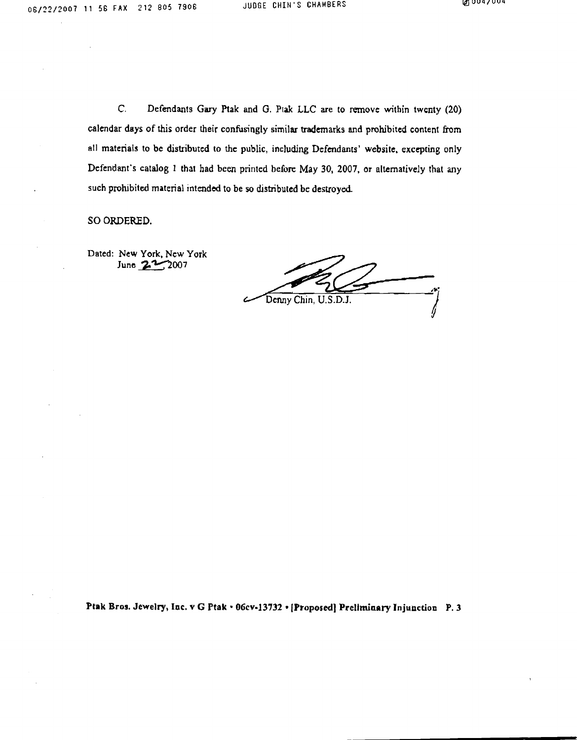C. Defendants Gary Ptak and G. Ptak LLC are to remove within twenty (20) calendar days of this order their confusingly similar trademarks and prohibited content from all materials to be distributed to the public, including Defendants' website, excepting only Defendant's catalog 1 that had been printed before May 30, 2007, or alternatively that any such prohibited material intended to be so distributed be destroyed.

SO ORDERED.

Dated: New York, New York
June 22, 2007

Denny Chin, U.S.D.J.